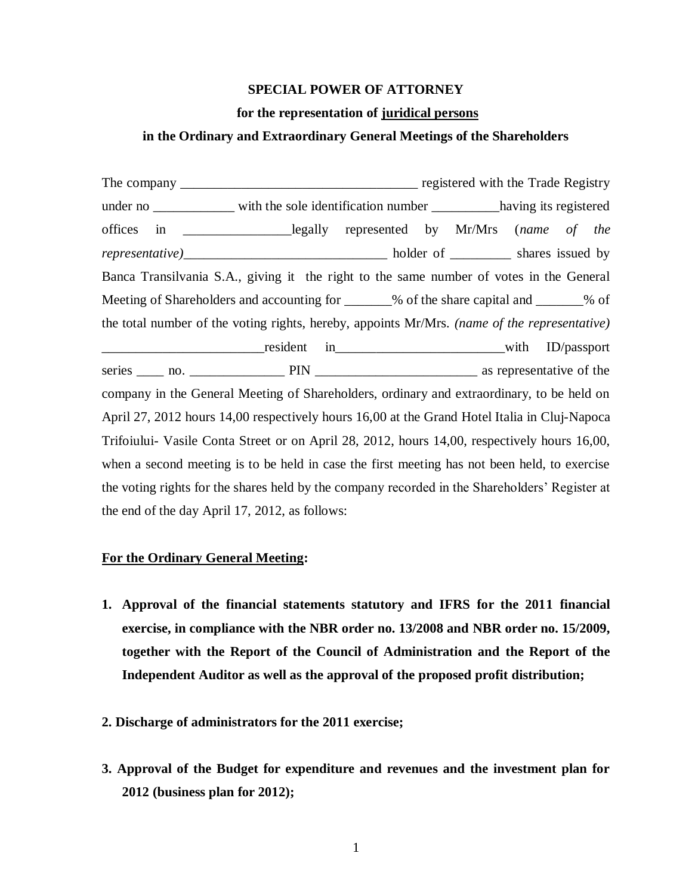**SPECIAL POWER OF ATTORNEY**

**for the representation of juridical persons**

**in the Ordinary and Extraordinary General Meetings of the Shareholders**

The company ___________________________________ registered with the Trade Registry under no ____________ with the sole identification number __________having its registered offices in ________________legally represented by Mr/Mrs (*name of the representative)*______________________________ holder of _________ shares issued by Banca Transilvania S.A., giving it the right to the same number of votes in the General Meeting of Shareholders and accounting for _______% of the share capital and _______% of the total number of the voting rights, hereby, appoints Mr/Mrs. *(name of the representative)* ________________________resident in_________________________with ID/passport series ____ no. ______________ PIN ________________________ as representative of the company in the General Meeting of Shareholders, ordinary and extraordinary, to be held on April 27, 2012 hours 14,00 respectively hours 16,00 at the Grand Hotel Italia in Cluj-Napoca Trifoiului- Vasile Conta Street or on April 28, 2012, hours 14,00, respectively hours 16,00, when a second meeting is to be held in case the first meeting has not been held, to exercise the voting rights for the shares held by the company recorded in the Shareholders' Register at the end of the day April 17, 2012, as follows:

**For the Ordinary General Meeting:**

1. **Approval of the financial statements statutory and IFRS for the 2011 financial exercise, in compliance with the NBR order no. 13/2008 and NBR order no. 15/2009, together with the Report of the Council of Administration and the Report of the Independent Auditor as well as the approval of the proposed profit distribution;**

2. **Discharge of administrators for the 2011 exercise;**

3. **Approval of the Budget for expenditure and revenues and the investment plan for 2012 (business plan for 2012);**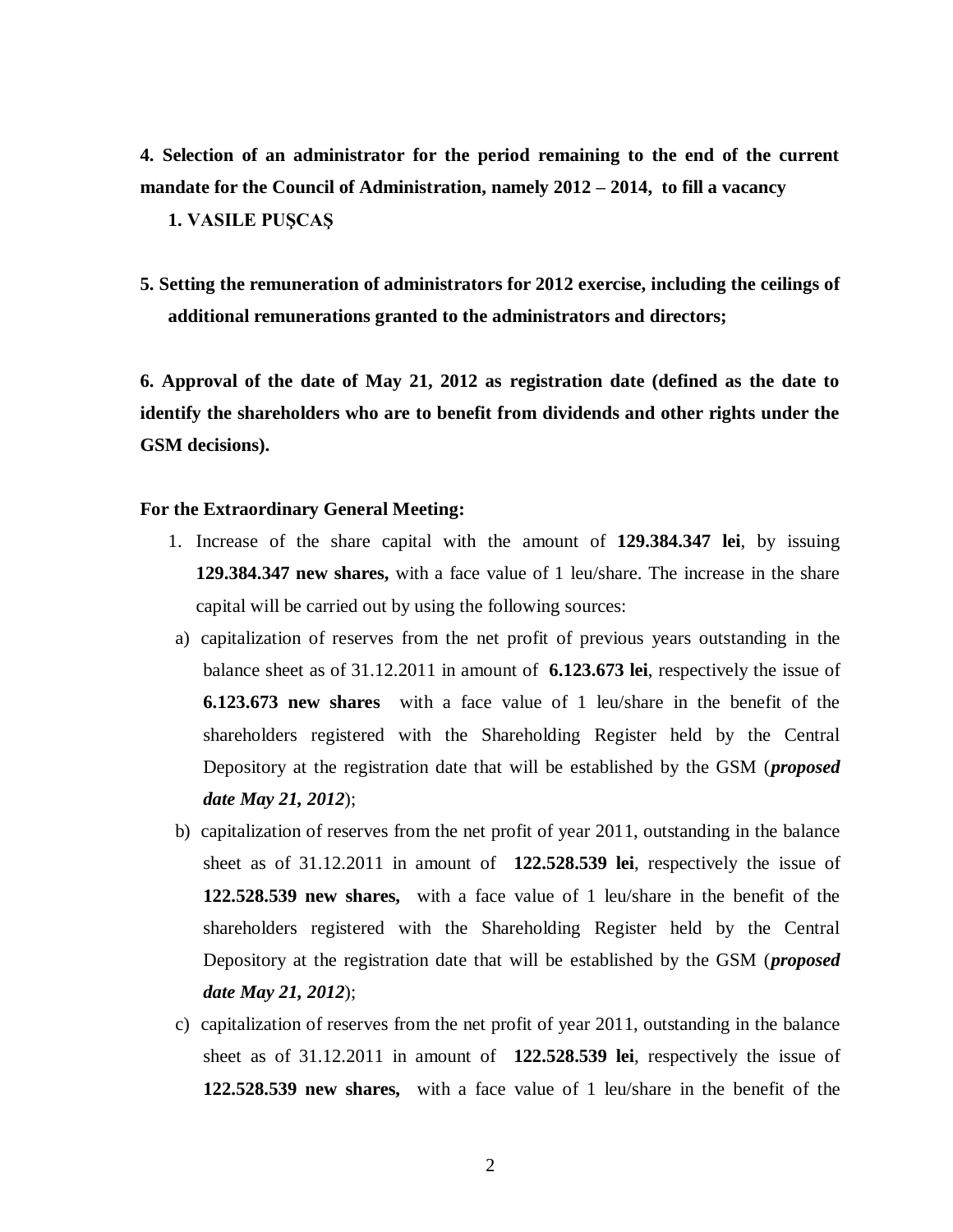**4. Selection of an administrator for the period remaining to the end of the current mandate for the Council of Administration, namely 2012 – 2014, to fill a vacancy**

**1. VASILE PUŞCAŞ**

**5. Setting the remuneration of administrators for 2012 exercise, including the ceilings of additional remunerations granted to the administrators and directors;**

**6. Approval of the date of May 21, 2012 as registration date (defined as the date to identify the shareholders who are to benefit from dividends and other rights under the GSM decisions).**

**For the Extraordinary General Meeting:**

1. Increase of the share capital with the amount of **129.384.347 lei**, by issuing **129.384.347 new shares,** with a face value of 1 leu/share. The increase in the share capital will be carried out by using the following sources:

a) capitalization of reserves from the net profit of previous years outstanding in the balance sheet as of 31.12.2011 in amount of **6.123.673 lei**, respectively the issue of **6.123.673 new shares** with a face value of 1 leu/share in the benefit of the shareholders registered with the Shareholding Register held by the Central Depository at the registration date that will be established by the GSM (***proposed date May 21, 2012***);

b) capitalization of reserves from the net profit of year 2011, outstanding in the balance sheet as of 31.12.2011 in amount of **122.528.539 lei**, respectively the issue of **122.528.539 new shares,** with a face value of 1 leu/share in the benefit of the shareholders registered with the Shareholding Register held by the Central Depository at the registration date that will be established by the GSM (***proposed date May 21, 2012***);

c) capitalization of reserves from the net profit of year 2011, outstanding in the balance sheet as of 31.12.2011 in amount of **122.528.539 lei**, respectively the issue of **122.528.539 new shares,** with a face value of 1 leu/share in the benefit of the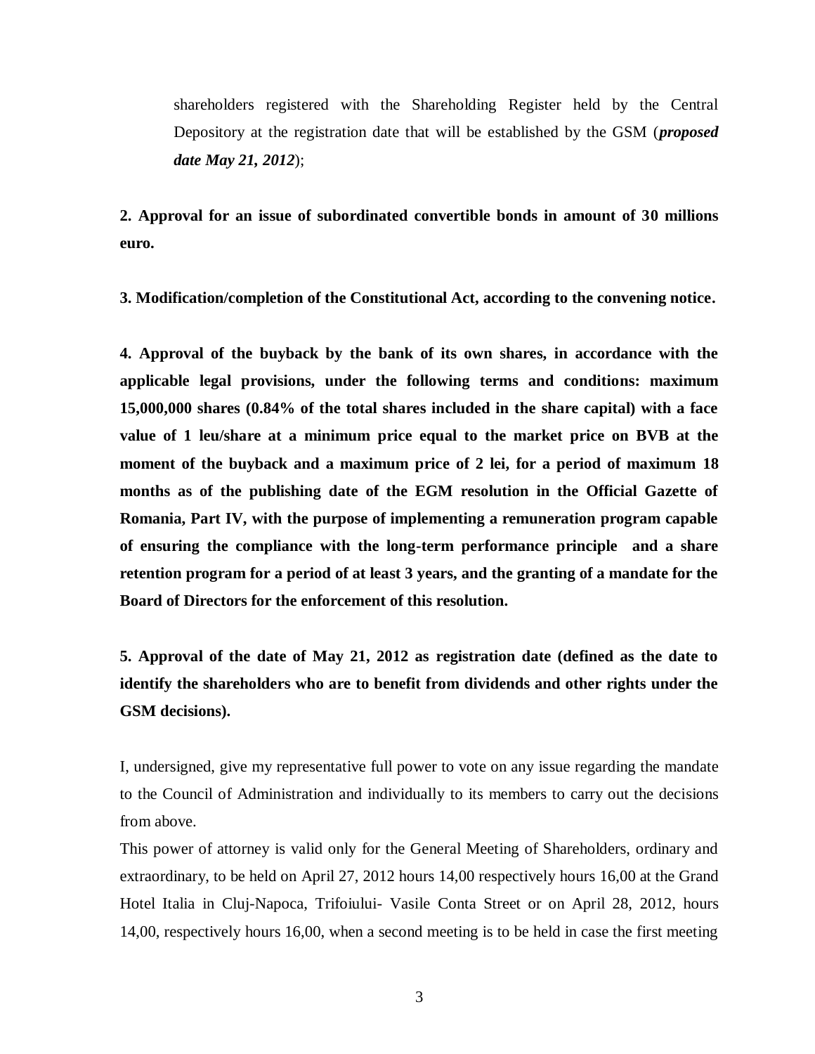shareholders registered with the Shareholding Register held by the Central Depository at the registration date that will be established by the GSM (***proposed date May 21, 2012***);

**2. Approval for an issue of subordinated convertible bonds in amount of 30 millions euro.**

**3. Modification/completion of the Constitutional Act, according to the convening notice.**

**4. Approval of the buyback by the bank of its own shares, in accordance with the applicable legal provisions, under the following terms and conditions: maximum 15,000,000 shares (0.84% of the total shares included in the share capital) with a face value of 1 leu/share at a minimum price equal to the market price on BVB at the moment of the buyback and a maximum price of 2 lei, for a period of maximum 18 months as of the publishing date of the EGM resolution in the Official Gazette of Romania, Part IV, with the purpose of implementing a remuneration program capable of ensuring the compliance with the long-term performance principle and a share retention program for a period of at least 3 years, and the granting of a mandate for the Board of Directors for the enforcement of this resolution.**

**5. Approval of the date of May 21, 2012 as registration date (defined as the date to identify the shareholders who are to benefit from dividends and other rights under the GSM decisions).**

I, undersigned, give my representative full power to vote on any issue regarding the mandate to the Council of Administration and individually to its members to carry out the decisions from above.

This power of attorney is valid only for the General Meeting of Shareholders, ordinary and extraordinary, to be held on April 27, 2012 hours 14,00 respectively hours 16,00 at the Grand Hotel Italia in Cluj-Napoca, Trifoiului- Vasile Conta Street or on April 28, 2012, hours 14,00, respectively hours 16,00, when a second meeting is to be held in case the first meeting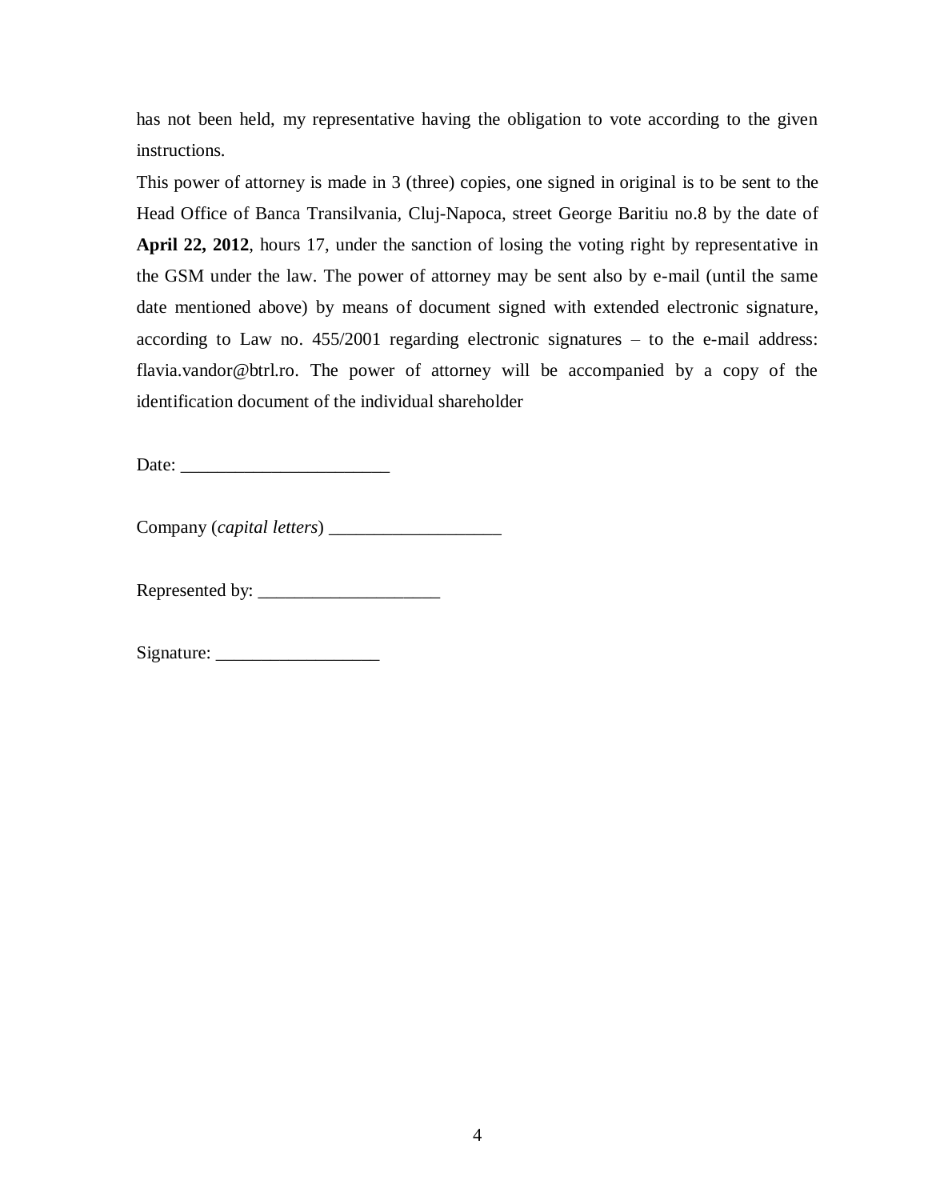has not been held, my representative having the obligation to vote according to the given instructions.

This power of attorney is made in 3 (three) copies, one signed in original is to be sent to the Head Office of Banca Transilvania, Cluj-Napoca, street George Baritiu no.8 by the date of **April 22, 2012**, hours 17, under the sanction of losing the voting right by representative in the GSM under the law. The power of attorney may be sent also by e-mail (until the same date mentioned above) by means of document signed with extended electronic signature, according to Law no. 455/2001 regarding electronic signatures – to the e-mail address: flavia.vandor@btrl.ro. The power of attorney will be accompanied by a copy of the identification document of the individual shareholder

Date: _______________________

Company (*capital letters*) ___________________

Represented by: ____________________

Signature: __________________